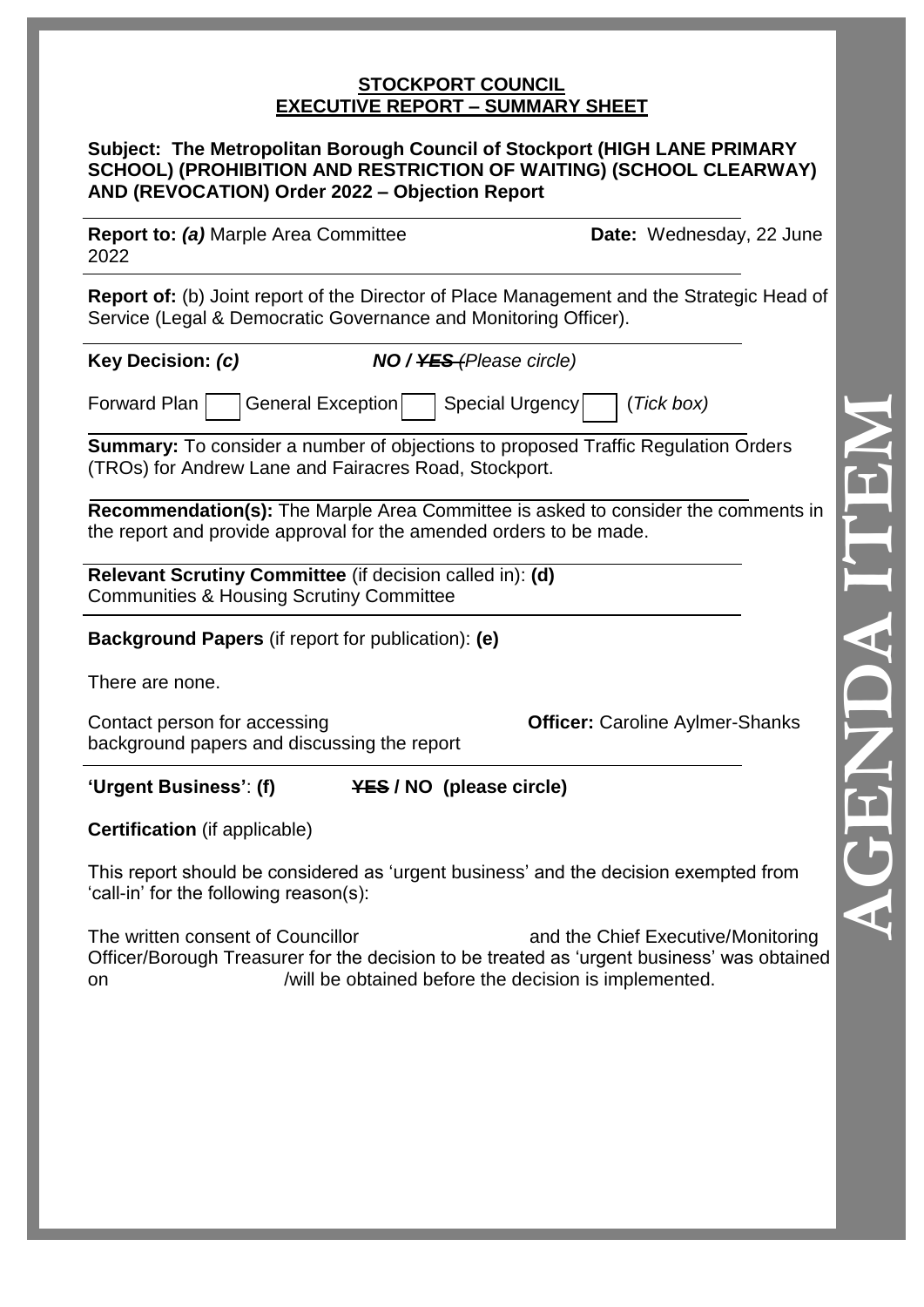**STOCKPORT COUNCIL**
**EXECUTIVE REPORT – SUMMARY SHEET**

**Subject: The Metropolitan Borough Council of Stockport (HIGH LANE PRIMARY SCHOOL) (PROHIBITION AND RESTRICTION OF WAITING) (SCHOOL CLEARWAY) AND (REVOCATION) Order 2022 – Objection Report**

**Report to:** ***(a)*** Marple Area Committee **Date:** Wednesday, 22 June 2022

**Report of:** (b) Joint report of the Director of Place Management and the Strategic Head of Service (Legal & Democratic Governance and Monitoring Officer).

**Key Decision:** ***(c)*** ***NO / ~~YES~~*** *(Please circle)*

Forward Plan ☐ General Exception ☐ Special Urgency ☐ (*Tick box)*

**Summary:** To consider a number of objections to proposed Traffic Regulation Orders (TROs) for Andrew Lane and Fairacres Road, Stockport.

**Recommendation(s):** The Marple Area Committee is asked to consider the comments in the report and provide approval for the amended orders to be made.

**Relevant Scrutiny Committee** (if decision called in): **(d)**
Communities & Housing Scrutiny Committee

**Background Papers** (if report for publication): **(e)**

There are none.

Contact person for accessing background papers and discussing the report **Officer:** Caroline Aylmer-Shanks

**'Urgent Business'**: **(f)** **~~YES~~ / NO (please circle)**

**Certification** (if applicable)

This report should be considered as 'urgent business' and the decision exempted from 'call-in' for the following reason(s):

The written consent of Councillor and the Chief Executive/Monitoring Officer/Borough Treasurer for the decision to be treated as 'urgent business' was obtained on /will be obtained before the decision is implemented.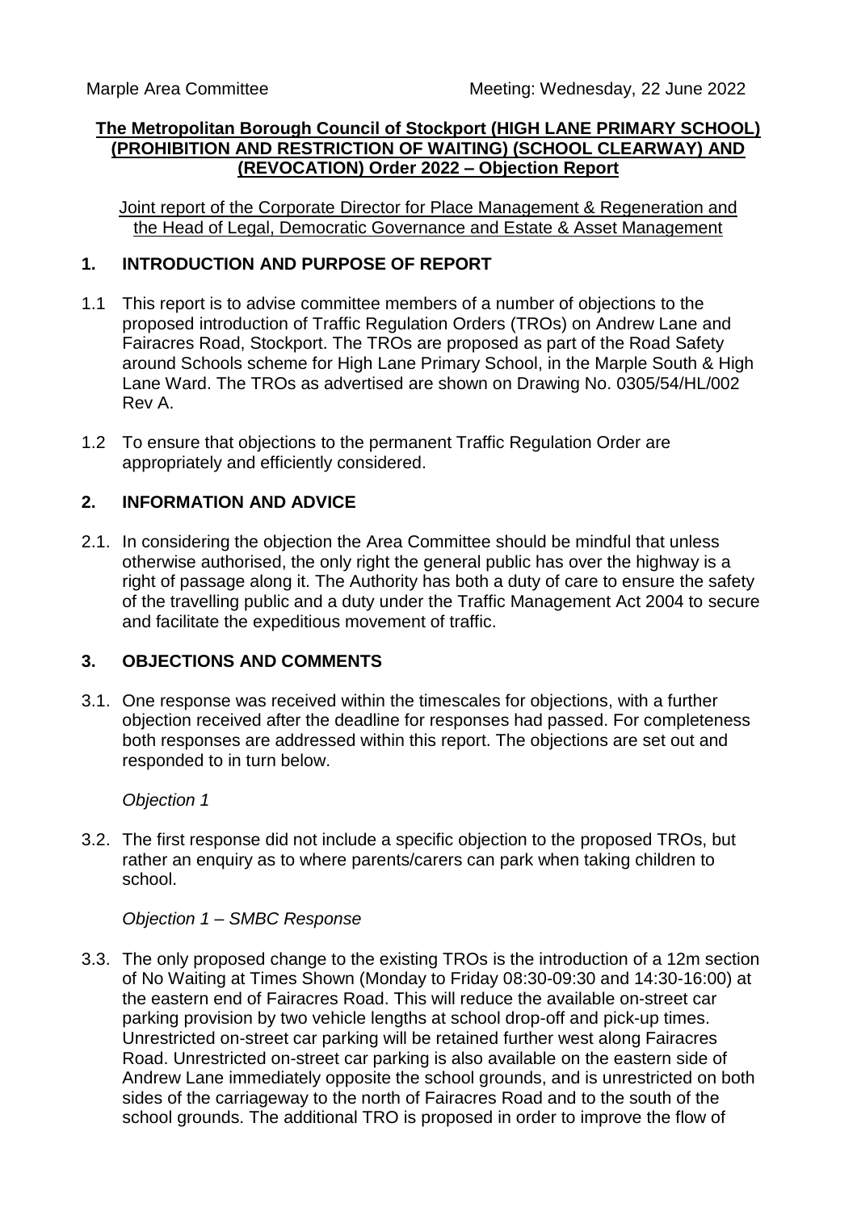Marple Area Committee Meeting: Wednesday, 22 June 2022

**The Metropolitan Borough Council of Stockport (HIGH LANE PRIMARY SCHOOL) (PROHIBITION AND RESTRICTION OF WAITING) (SCHOOL CLEARWAY) AND (REVOCATION) Order 2022 – Objection Report**

Joint report of the Corporate Director for Place Management & Regeneration and the Head of Legal, Democratic Governance and Estate & Asset Management

## 1. INTRODUCTION AND PURPOSE OF REPORT

1.1 This report is to advise committee members of a number of objections to the proposed introduction of Traffic Regulation Orders (TROs) on Andrew Lane and Fairacres Road, Stockport. The TROs are proposed as part of the Road Safety around Schools scheme for High Lane Primary School, in the Marple South & High Lane Ward. The TROs as advertised are shown on Drawing No. 0305/54/HL/002 Rev A.

1.2 To ensure that objections to the permanent Traffic Regulation Order are appropriately and efficiently considered.

## 2. INFORMATION AND ADVICE

2.1. In considering the objection the Area Committee should be mindful that unless otherwise authorised, the only right the general public has over the highway is a right of passage along it. The Authority has both a duty of care to ensure the safety of the travelling public and a duty under the Traffic Management Act 2004 to secure and facilitate the expeditious movement of traffic.

## 3. OBJECTIONS AND COMMENTS

3.1. One response was received within the timescales for objections, with a further objection received after the deadline for responses had passed. For completeness both responses are addressed within this report. The objections are set out and responded to in turn below.

*Objection 1*

3.2. The first response did not include a specific objection to the proposed TROs, but rather an enquiry as to where parents/carers can park when taking children to school.

*Objection 1 – SMBC Response*

3.3. The only proposed change to the existing TROs is the introduction of a 12m section of No Waiting at Times Shown (Monday to Friday 08:30-09:30 and 14:30-16:00) at the eastern end of Fairacres Road. This will reduce the available on-street car parking provision by two vehicle lengths at school drop-off and pick-up times. Unrestricted on-street car parking will be retained further west along Fairacres Road. Unrestricted on-street car parking is also available on the eastern side of Andrew Lane immediately opposite the school grounds, and is unrestricted on both sides of the carriageway to the north of Fairacres Road and to the south of the school grounds. The additional TRO is proposed in order to improve the flow of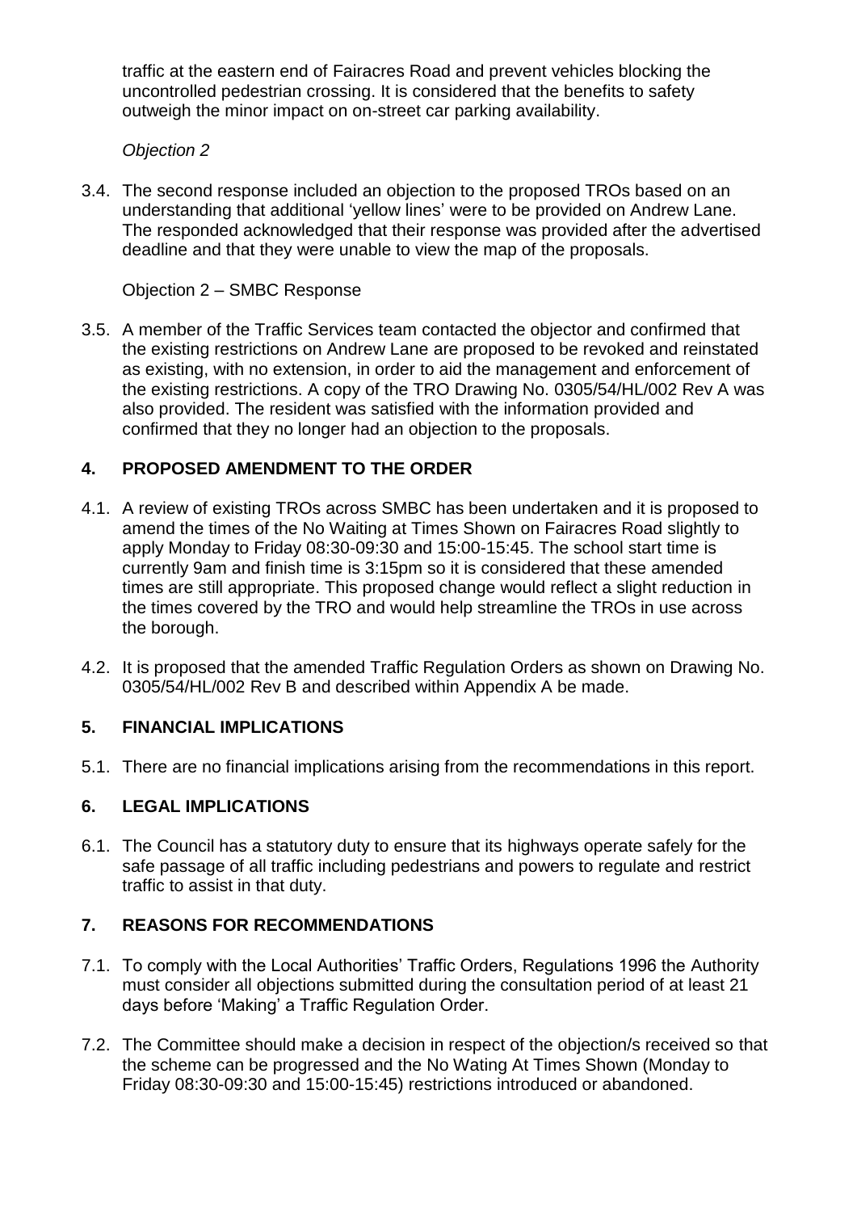traffic at the eastern end of Fairacres Road and prevent vehicles blocking the uncontrolled pedestrian crossing. It is considered that the benefits to safety outweigh the minor impact on on-street car parking availability.

*Objection 2*

3.4. The second response included an objection to the proposed TROs based on an understanding that additional 'yellow lines' were to be provided on Andrew Lane. The responded acknowledged that their response was provided after the advertised deadline and that they were unable to view the map of the proposals.

Objection 2 – SMBC Response

3.5. A member of the Traffic Services team contacted the objector and confirmed that the existing restrictions on Andrew Lane are proposed to be revoked and reinstated as existing, with no extension, in order to aid the management and enforcement of the existing restrictions. A copy of the TRO Drawing No. 0305/54/HL/002 Rev A was also provided. The resident was satisfied with the information provided and confirmed that they no longer had an objection to the proposals.

## 4. PROPOSED AMENDMENT TO THE ORDER

4.1. A review of existing TROs across SMBC has been undertaken and it is proposed to amend the times of the No Waiting at Times Shown on Fairacres Road slightly to apply Monday to Friday 08:30-09:30 and 15:00-15:45. The school start time is currently 9am and finish time is 3:15pm so it is considered that these amended times are still appropriate. This proposed change would reflect a slight reduction in the times covered by the TRO and would help streamline the TROs in use across the borough.

4.2. It is proposed that the amended Traffic Regulation Orders as shown on Drawing No. 0305/54/HL/002 Rev B and described within Appendix A be made.

## 5. FINANCIAL IMPLICATIONS

5.1. There are no financial implications arising from the recommendations in this report.

## 6. LEGAL IMPLICATIONS

6.1. The Council has a statutory duty to ensure that its highways operate safely for the safe passage of all traffic including pedestrians and powers to regulate and restrict traffic to assist in that duty.

## 7. REASONS FOR RECOMMENDATIONS

7.1. To comply with the Local Authorities' Traffic Orders, Regulations 1996 the Authority must consider all objections submitted during the consultation period of at least 21 days before 'Making' a Traffic Regulation Order.

7.2. The Committee should make a decision in respect of the objection/s received so that the scheme can be progressed and the No Wating At Times Shown (Monday to Friday 08:30-09:30 and 15:00-15:45) restrictions introduced or abandoned.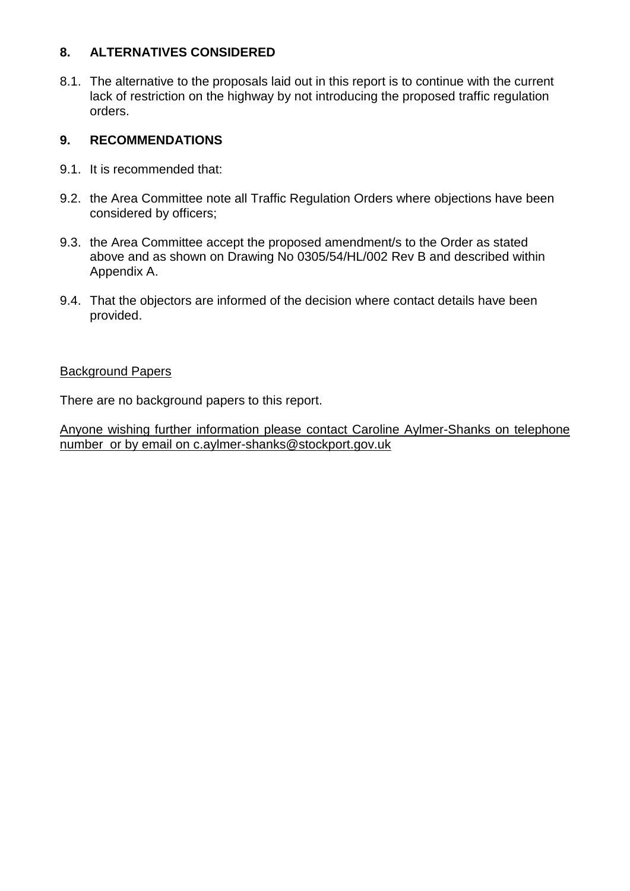## 8. ALTERNATIVES CONSIDERED

8.1. The alternative to the proposals laid out in this report is to continue with the current lack of restriction on the highway by not introducing the proposed traffic regulation orders.

## 9. RECOMMENDATIONS

9.1. It is recommended that:

9.2. the Area Committee note all Traffic Regulation Orders where objections have been considered by officers;

9.3. the Area Committee accept the proposed amendment/s to the Order as stated above and as shown on Drawing No 0305/54/HL/002 Rev B and described within Appendix A.

9.4. That the objectors are informed of the decision where contact details have been provided.

Background Papers

There are no background papers to this report.

Anyone wishing further information please contact Caroline Aylmer-Shanks on telephone number or by email on c.aylmer-shanks@stockport.gov.uk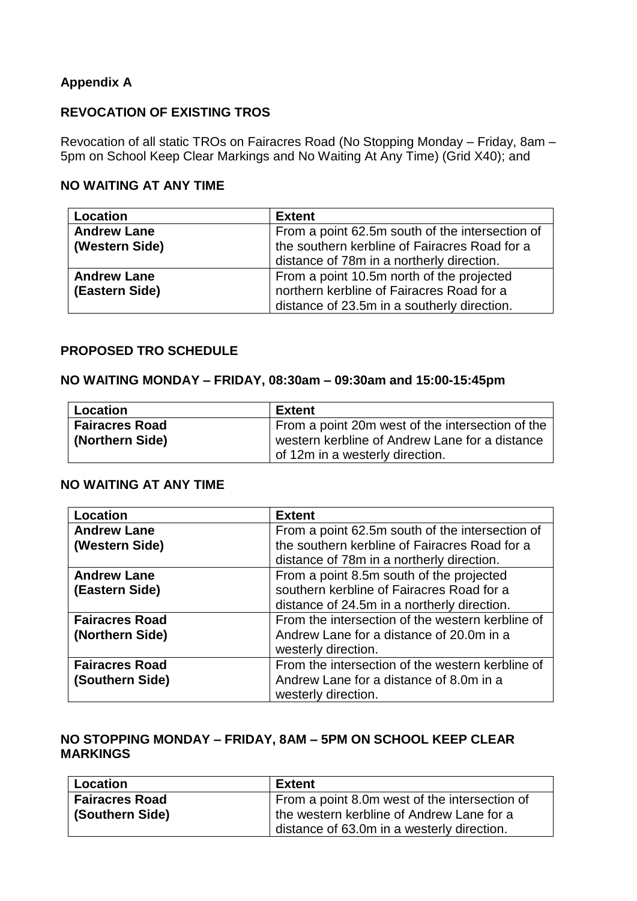## Appendix A

### REVOCATION OF EXISTING TROS

Revocation of all static TROs on Fairacres Road (No Stopping Monday – Friday, 8am – 5pm on School Keep Clear Markings and No Waiting At Any Time) (Grid X40); and

### NO WAITING AT ANY TIME

| Location | Extent |
|---|---|
| **Andrew Lane (Western Side)** | From a point 62.5m south of the intersection of the southern kerbline of Fairacres Road for a distance of 78m in a northerly direction. |
| **Andrew Lane (Eastern Side)** | From a point 10.5m north of the projected northern kerbline of Fairacres Road for a distance of 23.5m in a southerly direction. |

### PROPOSED TRO SCHEDULE

### NO WAITING MONDAY – FRIDAY, 08:30am – 09:30am and 15:00-15:45pm

| Location | Extent |
|---|---|
| **Fairacres Road (Northern Side)** | From a point 20m west of the intersection of the western kerbline of Andrew Lane for a distance of 12m in a westerly direction. |

### NO WAITING AT ANY TIME

| Location | Extent |
|---|---|
| **Andrew Lane (Western Side)** | From a point 62.5m south of the intersection of the southern kerbline of Fairacres Road for a distance of 78m in a northerly direction. |
| **Andrew Lane (Eastern Side)** | From a point 8.5m south of the projected southern kerbline of Fairacres Road for a distance of 24.5m in a northerly direction. |
| **Fairacres Road (Northern Side)** | From the intersection of the western kerbline of Andrew Lane for a distance of 20.0m in a westerly direction. |
| **Fairacres Road (Southern Side)** | From the intersection of the western kerbline of Andrew Lane for a distance of 8.0m in a westerly direction. |

### NO STOPPING MONDAY – FRIDAY, 8AM – 5PM ON SCHOOL KEEP CLEAR MARKINGS

| Location | Extent |
|---|---|
| **Fairacres Road (Southern Side)** | From a point 8.0m west of the intersection of the western kerbline of Andrew Lane for a distance of 63.0m in a westerly direction. |